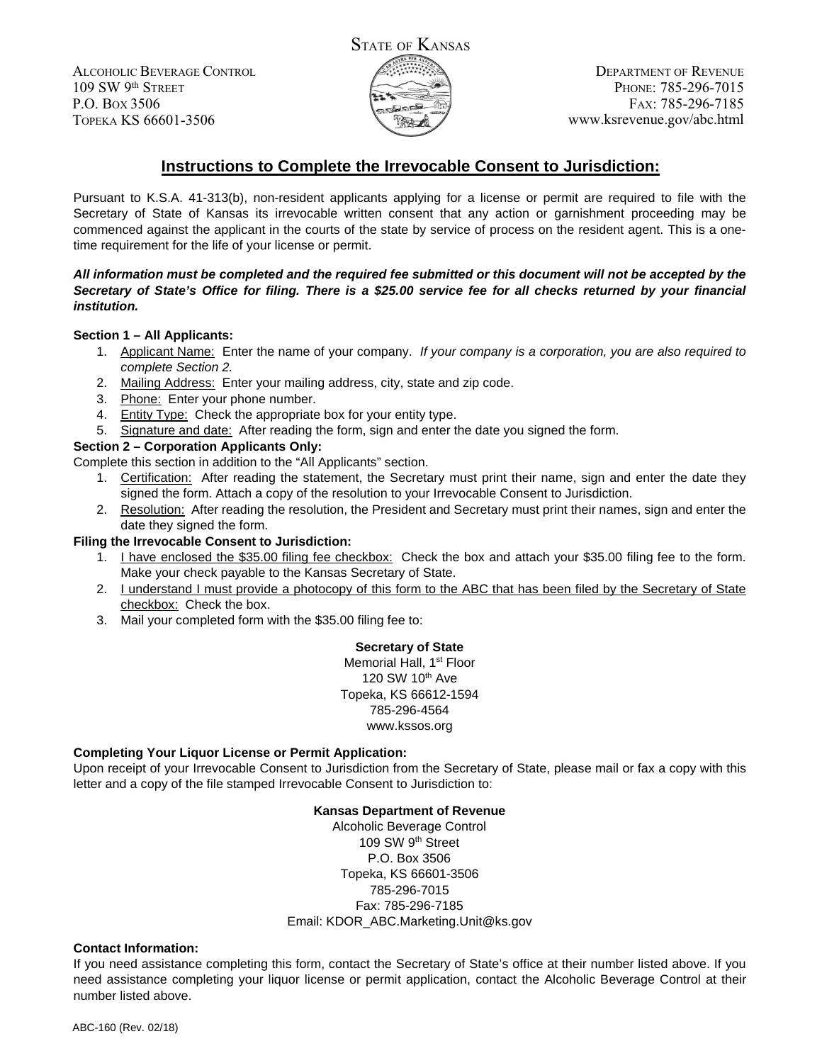STATE OF KANSAS

ALCOHOLIC BEVERAGE CONTROL
109 SW 9th STREET
P.O. BOX 3506
TOPEKA KS 66601-3506

DEPARTMENT OF REVENUE
PHONE: 785-296-7015
FAX: 785-296-7185
www.ksrevenue.gov/abc.html

## Instructions to Complete the Irrevocable Consent to Jurisdiction:

Pursuant to K.S.A. 41-313(b), non-resident applicants applying for a license or permit are required to file with the Secretary of State of Kansas its irrevocable written consent that any action or garnishment proceeding may be commenced against the applicant in the courts of the state by service of process on the resident agent. This is a one-time requirement for the life of your license or permit.

***All information must be completed and the required fee submitted or this document will not be accepted by the Secretary of State's Office for filing. There is a $25.00 service fee for all checks returned by your financial institution.***

**Section 1 – All Applicants:**

1. Applicant Name: Enter the name of your company. *If your company is a corporation, you are also required to complete Section 2.*
2. Mailing Address: Enter your mailing address, city, state and zip code.
3. Phone: Enter your phone number.
4. Entity Type: Check the appropriate box for your entity type.
5. Signature and date: After reading the form, sign and enter the date you signed the form.

**Section 2 – Corporation Applicants Only:**

Complete this section in addition to the "All Applicants" section.

1. Certification: After reading the statement, the Secretary must print their name, sign and enter the date they signed the form. Attach a copy of the resolution to your Irrevocable Consent to Jurisdiction.
2. Resolution: After reading the resolution, the President and Secretary must print their names, sign and enter the date they signed the form.

**Filing the Irrevocable Consent to Jurisdiction:**

1. I have enclosed the $35.00 filing fee checkbox: Check the box and attach your $35.00 filing fee to the form. Make your check payable to the Kansas Secretary of State.
2. I understand I must provide a photocopy of this form to the ABC that has been filed by the Secretary of State checkbox: Check the box.
3. Mail your completed form with the $35.00 filing fee to:

**Secretary of State**
Memorial Hall, 1st Floor
120 SW 10th Ave
Topeka, KS 66612-1594
785-296-4564
www.kssos.org

**Completing Your Liquor License or Permit Application:**

Upon receipt of your Irrevocable Consent to Jurisdiction from the Secretary of State, please mail or fax a copy with this letter and a copy of the file stamped Irrevocable Consent to Jurisdiction to:

**Kansas Department of Revenue**
Alcoholic Beverage Control
109 SW 9th Street
P.O. Box 3506
Topeka, KS 66601-3506
785-296-7015
Fax: 785-296-7185
Email: KDOR_ABC.Marketing.Unit@ks.gov

**Contact Information:**

If you need assistance completing this form, contact the Secretary of State's office at their number listed above. If you need assistance completing your liquor license or permit application, contact the Alcoholic Beverage Control at their number listed above.

ABC-160 (Rev. 02/18)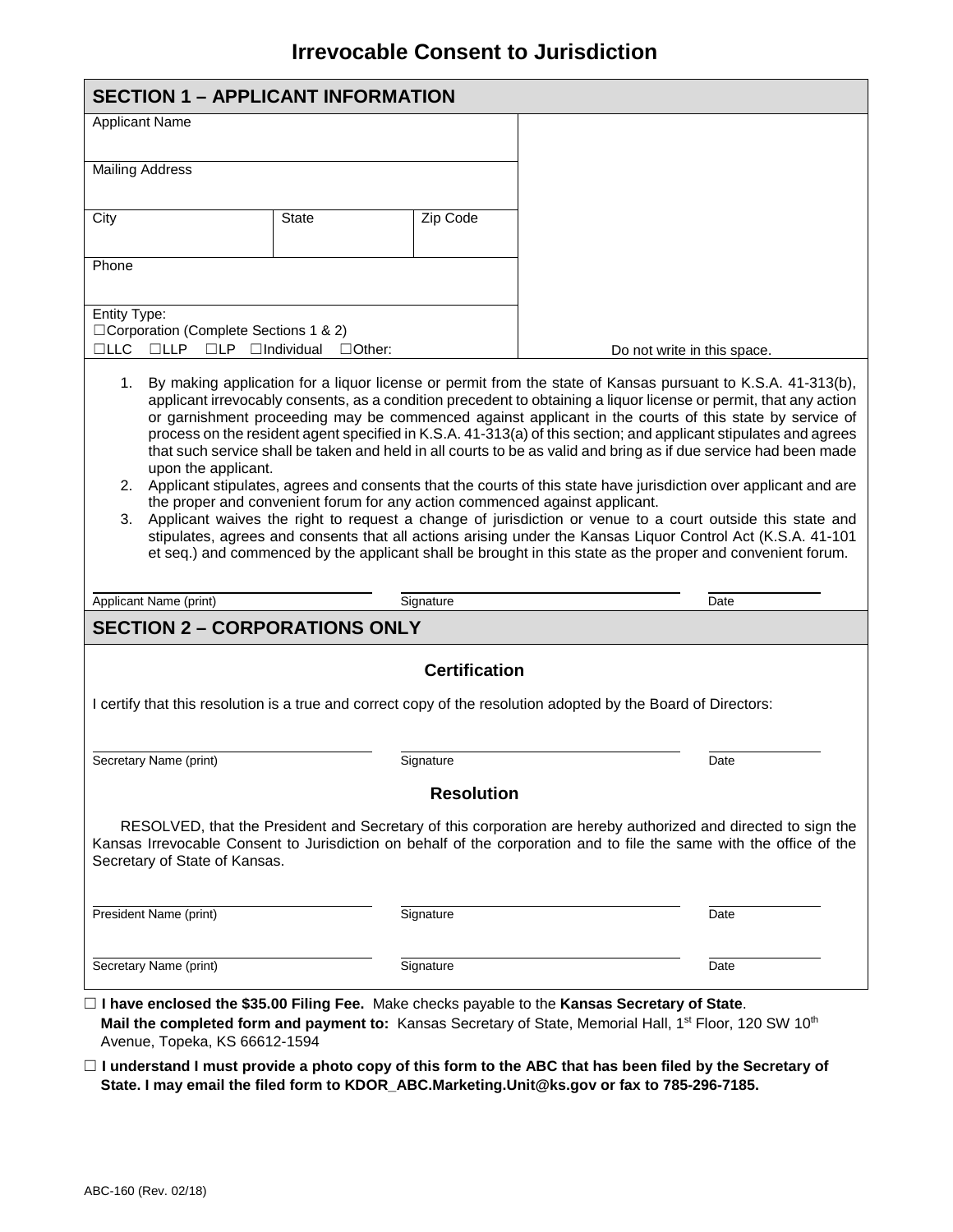# Irrevocable Consent to Jurisdiction

## SECTION 1 – APPLICANT INFORMATION

| | | | |
|---|---|---|---|
| Applicant Name | | | Do not write in this space. |
| Mailing Address | | | |
| City | State | Zip Code | |
| Phone | | | |
| Entity Type:<br>☐Corporation (Complete Sections 1 & 2)<br>☐LLC ☐LLP ☐LP ☐Individual ☐Other: | | | |

1. By making application for a liquor license or permit from the state of Kansas pursuant to K.S.A. 41-313(b), applicant irrevocably consents, as a condition precedent to obtaining a liquor license or permit, that any action or garnishment proceeding may be commenced against applicant in the courts of this state by service of process on the resident agent specified in K.S.A. 41-313(a) of this section; and applicant stipulates and agrees that such service shall be taken and held in all courts to be as valid and bring as if due service had been made upon the applicant.
2. Applicant stipulates, agrees and consents that the courts of this state have jurisdiction over applicant and are the proper and convenient forum for any action commenced against applicant.
3. Applicant waives the right to request a change of jurisdiction or venue to a court outside this state and stipulates, agrees and consents that all actions arising under the Kansas Liquor Control Act (K.S.A. 41-101 et seq.) and commenced by the applicant shall be brought in this state as the proper and convenient forum.

Applicant Name (print) ____________ Signature ____________ Date ____________

## SECTION 2 – CORPORATIONS ONLY

### Certification

I certify that this resolution is a true and correct copy of the resolution adopted by the Board of Directors:

Secretary Name (print) ____________ Signature ____________ Date ____________

### Resolution

RESOLVED, that the President and Secretary of this corporation are hereby authorized and directed to sign the Kansas Irrevocable Consent to Jurisdiction on behalf of the corporation and to file the same with the office of the Secretary of State of Kansas.

President Name (print) ____________ Signature ____________ Date ____________

Secretary Name (print) ____________ Signature ____________ Date ____________

☐ **I have enclosed the $35.00 Filing Fee.** Make checks payable to the **Kansas Secretary of State**.
**Mail the completed form and payment to:** Kansas Secretary of State, Memorial Hall, 1st Floor, 120 SW 10th Avenue, Topeka, KS 66612-1594

☐ **I understand I must provide a photo copy of this form to the ABC that has been filed by the Secretary of State. I may email the filed form to KDOR_ABC.Marketing.Unit@ks.gov or fax to 785-296-7185.**

ABC-160 (Rev. 02/18)